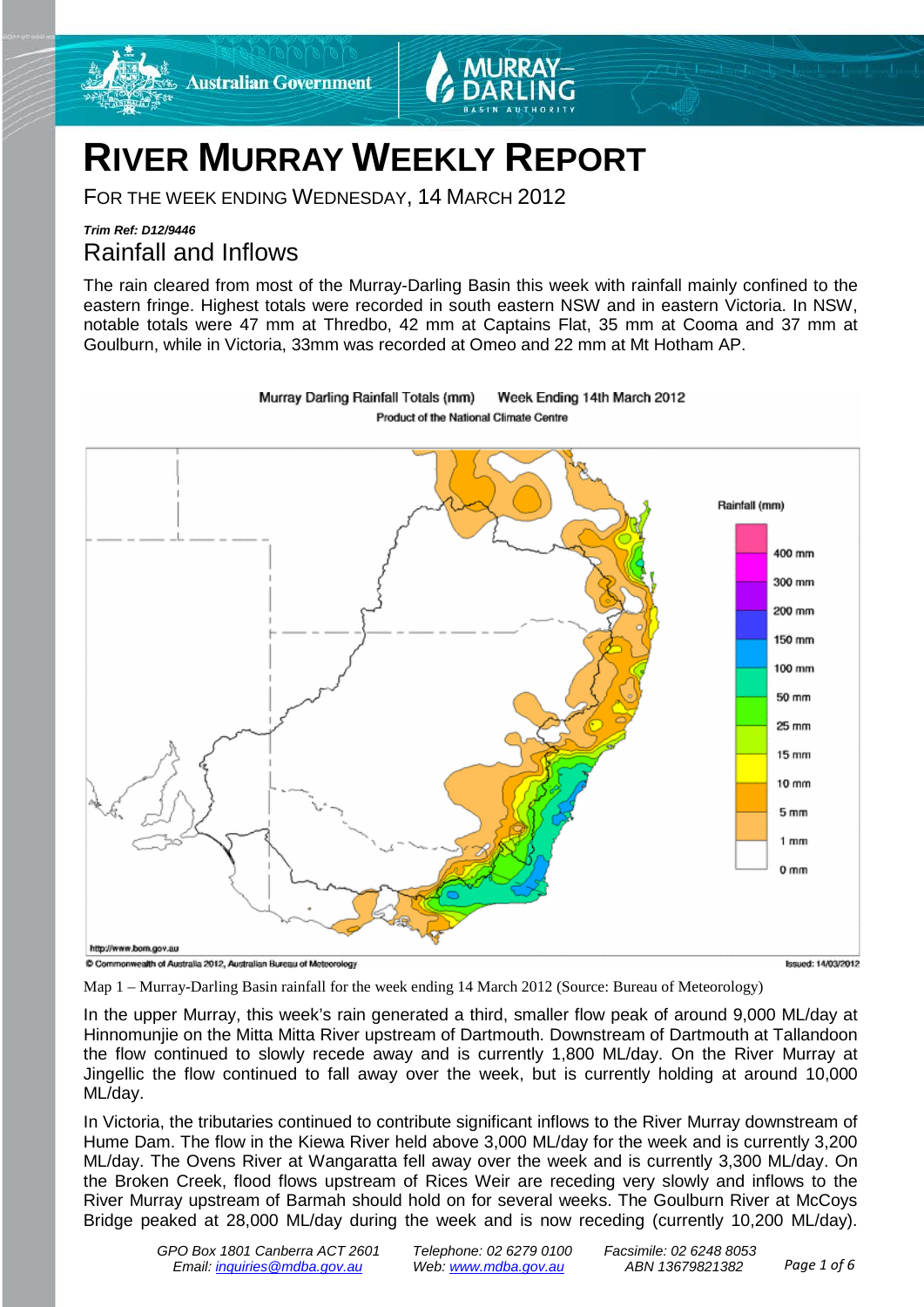# RIVER MURRAY WEEKLY REPORT

FOR THE WEEK ENDING WEDNESDAY, 14 MARCH 2012

***Trim Ref: D12/9446***

## Rainfall and Inflows

The rain cleared from most of the Murray-Darling Basin this week with rainfall mainly confined to the eastern fringe. Highest totals were recorded in south eastern NSW and in eastern Victoria. In NSW, notable totals were 47 mm at Thredbo, 42 mm at Captains Flat, 35 mm at Cooma and 37 mm at Goulburn, while in Victoria, 33mm was recorded at Omeo and 22 mm at Mt Hotham AP.

Map 1 – Murray-Darling Basin rainfall for the week ending 14 March 2012 (Source: Bureau of Meteorology)

In the upper Murray, this week's rain generated a third, smaller flow peak of around 9,000 ML/day at Hinnomunjie on the Mitta Mitta River upstream of Dartmouth. Downstream of Dartmouth at Tallandoon the flow continued to slowly recede away and is currently 1,800 ML/day. On the River Murray at Jingellic the flow continued to fall away over the week, but is currently holding at around 10,000 ML/day.

In Victoria, the tributaries continued to contribute significant inflows to the River Murray downstream of Hume Dam. The flow in the Kiewa River held above 3,000 ML/day for the week and is currently 3,200 ML/day. The Ovens River at Wangaratta fell away over the week and is currently 3,300 ML/day. On the Broken Creek, flood flows upstream of Rices Weir are receding very slowly and inflows to the River Murray upstream of Barmah should hold on for several weeks. The Goulburn River at McCoys Bridge peaked at 28,000 ML/day during the week and is now receding (currently 10,200 ML/day).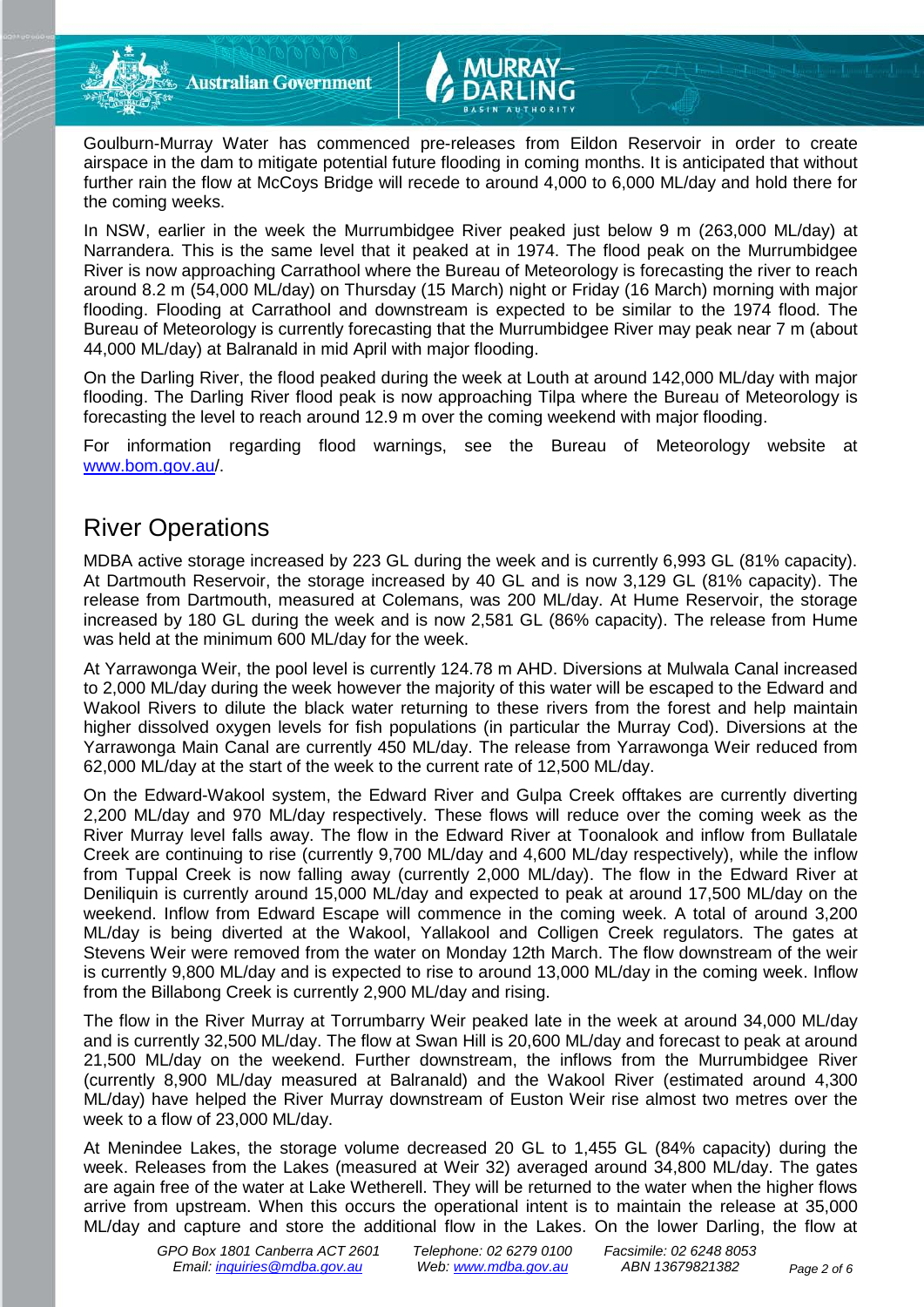Goulburn-Murray Water has commenced pre-releases from Eildon Reservoir in order to create airspace in the dam to mitigate potential future flooding in coming months. It is anticipated that without further rain the flow at McCoys Bridge will recede to around 4,000 to 6,000 ML/day and hold there for the coming weeks.

In NSW, earlier in the week the Murrumbidgee River peaked just below 9 m (263,000 ML/day) at Narrandera. This is the same level that it peaked at in 1974. The flood peak on the Murrumbidgee River is now approaching Carrathool where the Bureau of Meteorology is forecasting the river to reach around 8.2 m (54,000 ML/day) on Thursday (15 March) night or Friday (16 March) morning with major flooding. Flooding at Carrathool and downstream is expected to be similar to the 1974 flood. The Bureau of Meteorology is currently forecasting that the Murrumbidgee River may peak near 7 m (about 44,000 ML/day) at Balranald in mid April with major flooding.

On the Darling River, the flood peaked during the week at Louth at around 142,000 ML/day with major flooding. The Darling River flood peak is now approaching Tilpa where the Bureau of Meteorology is forecasting the level to reach around 12.9 m over the coming weekend with major flooding.

For information regarding flood warnings, see the Bureau of Meteorology website at www.bom.gov.au/.

## River Operations

MDBA active storage increased by 223 GL during the week and is currently 6,993 GL (81% capacity). At Dartmouth Reservoir, the storage increased by 40 GL and is now 3,129 GL (81% capacity). The release from Dartmouth, measured at Colemans, was 200 ML/day. At Hume Reservoir, the storage increased by 180 GL during the week and is now 2,581 GL (86% capacity). The release from Hume was held at the minimum 600 ML/day for the week.

At Yarrawonga Weir, the pool level is currently 124.78 m AHD. Diversions at Mulwala Canal increased to 2,000 ML/day during the week however the majority of this water will be escaped to the Edward and Wakool Rivers to dilute the black water returning to these rivers from the forest and help maintain higher dissolved oxygen levels for fish populations (in particular the Murray Cod). Diversions at the Yarrawonga Main Canal are currently 450 ML/day. The release from Yarrawonga Weir reduced from 62,000 ML/day at the start of the week to the current rate of 12,500 ML/day.

On the Edward-Wakool system, the Edward River and Gulpa Creek offtakes are currently diverting 2,200 ML/day and 970 ML/day respectively. These flows will reduce over the coming week as the River Murray level falls away. The flow in the Edward River at Toonalook and inflow from Bullatale Creek are continuing to rise (currently 9,700 ML/day and 4,600 ML/day respectively), while the inflow from Tuppal Creek is now falling away (currently 2,000 ML/day). The flow in the Edward River at Deniliquin is currently around 15,000 ML/day and expected to peak at around 17,500 ML/day on the weekend. Inflow from Edward Escape will commence in the coming week. A total of around 3,200 ML/day is being diverted at the Wakool, Yallakool and Colligen Creek regulators. The gates at Stevens Weir were removed from the water on Monday 12th March. The flow downstream of the weir is currently 9,800 ML/day and is expected to rise to around 13,000 ML/day in the coming week. Inflow from the Billabong Creek is currently 2,900 ML/day and rising.

The flow in the River Murray at Torrumbarry Weir peaked late in the week at around 34,000 ML/day and is currently 32,500 ML/day. The flow at Swan Hill is 20,600 ML/day and forecast to peak at around 21,500 ML/day on the weekend. Further downstream, the inflows from the Murrumbidgee River (currently 8,900 ML/day measured at Balranald) and the Wakool River (estimated around 4,300 ML/day) have helped the River Murray downstream of Euston Weir rise almost two metres over the week to a flow of 23,000 ML/day.

At Menindee Lakes, the storage volume decreased 20 GL to 1,455 GL (84% capacity) during the week. Releases from the Lakes (measured at Weir 32) averaged around 34,800 ML/day. The gates are again free of the water at Lake Wetherell. They will be returned to the water when the higher flows arrive from upstream. When this occurs the operational intent is to maintain the release at 35,000 ML/day and capture and store the additional flow in the Lakes. On the lower Darling, the flow at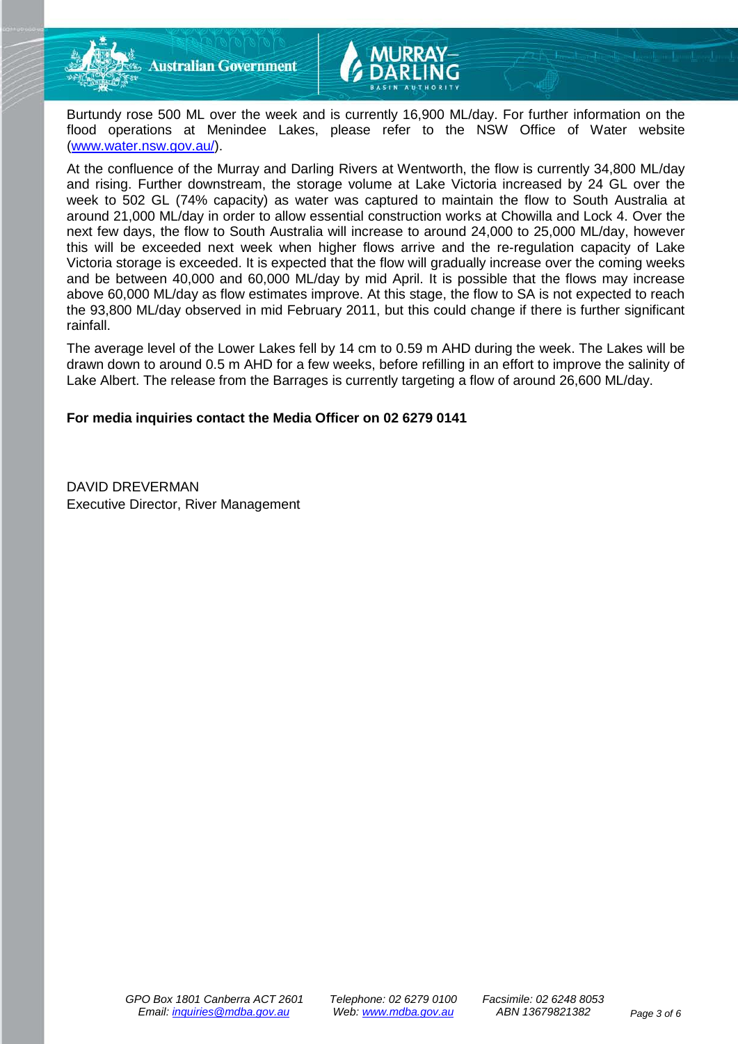Burtundy rose 500 ML over the week and is currently 16,900 ML/day. For further information on the flood operations at Menindee Lakes, please refer to the NSW Office of Water website ([www.water.nsw.gov.au/](www.water.nsw.gov.au/)).

At the confluence of the Murray and Darling Rivers at Wentworth, the flow is currently 34,800 ML/day and rising. Further downstream, the storage volume at Lake Victoria increased by 24 GL over the week to 502 GL (74% capacity) as water was captured to maintain the flow to South Australia at around 21,000 ML/day in order to allow essential construction works at Chowilla and Lock 4. Over the next few days, the flow to South Australia will increase to around 24,000 to 25,000 ML/day, however this will be exceeded next week when higher flows arrive and the re-regulation capacity of Lake Victoria storage is exceeded. It is expected that the flow will gradually increase over the coming weeks and be between 40,000 and 60,000 ML/day by mid April. It is possible that the flows may increase above 60,000 ML/day as flow estimates improve. At this stage, the flow to SA is not expected to reach the 93,800 ML/day observed in mid February 2011, but this could change if there is further significant rainfall.

The average level of the Lower Lakes fell by 14 cm to 0.59 m AHD during the week. The Lakes will be drawn down to around 0.5 m AHD for a few weeks, before refilling in an effort to improve the salinity of Lake Albert. The release from the Barrages is currently targeting a flow of around 26,600 ML/day.

**For media inquiries contact the Media Officer on 02 6279 0141**

DAVID DREVERMAN
Executive Director, River Management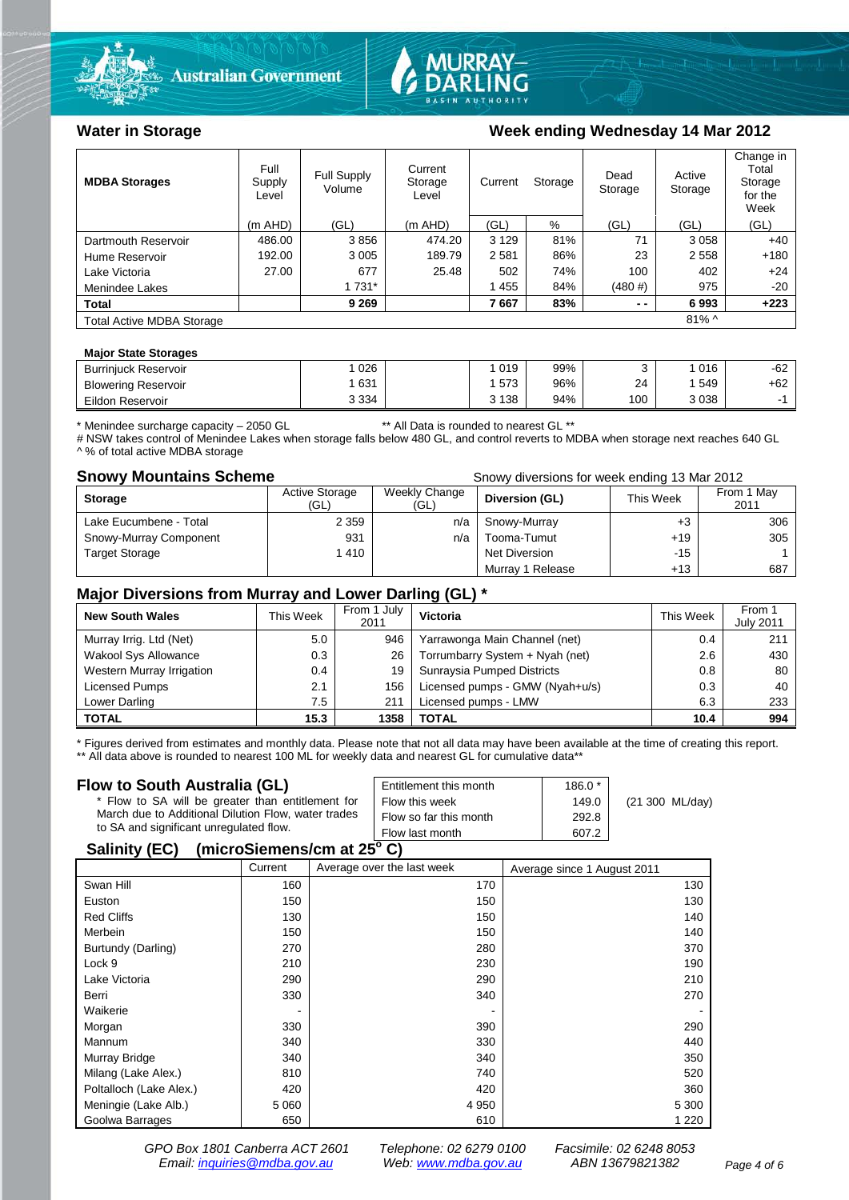## Water in Storage

**Week ending Wednesday 14 Mar 2012**

| MDBA Storages | Full Supply Level | Full Supply Volume | Current Storage Level | Current Storage | | Dead Storage | Active Storage | Change in Total Storage for the Week |
|---|---|---|---|---|---|---|---|---|
| | (m AHD) | (GL) | (m AHD) | (GL) | % | (GL) | (GL) | (GL) |
| Dartmouth Reservoir | 486.00 | 3 856 | 474.20 | 3 129 | 81% | 71 | 3 058 | +40 |
| Hume Reservoir | 192.00 | 3 005 | 189.79 | 2 581 | 86% | 23 | 2 558 | +180 |
| Lake Victoria | 27.00 | 677 | 25.48 | 502 | 74% | 100 | 402 | +24 |
| Menindee Lakes | | 1 731* | | 1 455 | 84% | (480 #) | 975 | -20 |
| **Total** | | **9 269** | | **7 667** | **83%** | **- -** | **6 993** | **+223** |
| Total Active MDBA Storage | | | | | | | 81% ^ | |

**Major State Storages**

| | | | | | | | |
|---|---|---|---|---|---|---|---|
| Burrinjuck Reservoir | 1 026 | | 1 019 | 99% | 3 | 1 016 | -62 |
| Blowering Reservoir | 1 631 | | 1 573 | 96% | 24 | 1 549 | +62 |
| Eildon Reservoir | 3 334 | | 3 138 | 94% | 100 | 3 038 | -1 |

\* Menindee surcharge capacity – 2050 GL    ** All Data is rounded to nearest GL **

# NSW takes control of Menindee Lakes when storage falls below 480 GL, and control reverts to MDBA when storage next reaches 640 GL

^ % of total active MDBA storage

## Snowy Mountains Scheme

Snowy diversions for week ending 13 Mar 2012

| Storage | Active Storage (GL) | Weekly Change (GL) | Diversion (GL) | This Week | From 1 May 2011 |
|---|---|---|---|---|---|
| Lake Eucumbene - Total | 2 359 | n/a | Snowy-Murray | +3 | 306 |
| Snowy-Murray Component | 931 | n/a | Tooma-Tumut | +19 | 305 |
| Target Storage | 1 410 | | Net Diversion | -15 | 1 |
| | | | Murray 1 Release | +13 | 687 |

## Major Diversions from Murray and Lower Darling (GL) *

| New South Wales | This Week | From 1 July 2011 | Victoria | This Week | From 1 July 2011 |
|---|---|---|---|---|---|
| Murray Irrig. Ltd (Net) | 5.0 | 946 | Yarrawonga Main Channel (net) | 0.4 | 211 |
| Wakool Sys Allowance | 0.3 | 26 | Torrumbarry System + Nyah (net) | 2.6 | 430 |
| Western Murray Irrigation | 0.4 | 19 | Sunraysia Pumped Districts | 0.8 | 80 |
| Licensed Pumps | 2.1 | 156 | Licensed pumps - GMW (Nyah+u/s) | 0.3 | 40 |
| Lower Darling | 7.5 | 211 | Licensed pumps - LMW | 6.3 | 233 |
| **TOTAL** | **15.3** | **1358** | **TOTAL** | **10.4** | **994** |

\* Figures derived from estimates and monthly data. Please note that not all data may have been available at the time of creating this report.

** All data above is rounded to nearest 100 ML for weekly data and nearest GL for cumulative data**

## Flow to South Australia (GL)

\* Flow to SA will be greater than entitlement for March due to Additional Dilution Flow, water trades to SA and significant unregulated flow.

| | | |
|---|---|---|
| Entitlement this month | 186.0 * | |
| Flow this week | 149.0 | (21 300 ML/day) |
| Flow so far this month | 292.8 | |
| Flow last month | 607.2 | |

## Salinity (EC) (microSiemens/cm at 25° C)

| | Current | Average over the last week | Average since 1 August 2011 |
|---|---|---|---|
| Swan Hill | 160 | 170 | 130 |
| Euston | 150 | 150 | 130 |
| Red Cliffs | 130 | 150 | 140 |
| Merbein | 150 | 150 | 140 |
| Burtundy (Darling) | 270 | 280 | 370 |
| Lock 9 | 210 | 230 | 190 |
| Lake Victoria | 290 | 290 | 210 |
| Berri | 330 | 340 | 270 |
| Waikerie | - | - | - |
| Morgan | 330 | 390 | 290 |
| Mannum | 340 | 330 | 440 |
| Murray Bridge | 340 | 340 | 350 |
| Milang (Lake Alex.) | 810 | 740 | 520 |
| Poltalloch (Lake Alex.) | 420 | 420 | 360 |
| Meningie (Lake Alb.) | 5 060 | 4 950 | 5 300 |
| Goolwa Barrages | 650 | 610 | 1 220 |

*GPO Box 1801 Canberra ACT 2601    Telephone: 02 6279 0100    Facsimile: 02 6248 8053*
*Email: inquiries@mdba.gov.au    Web: www.mdba.gov.au    ABN 13679821382*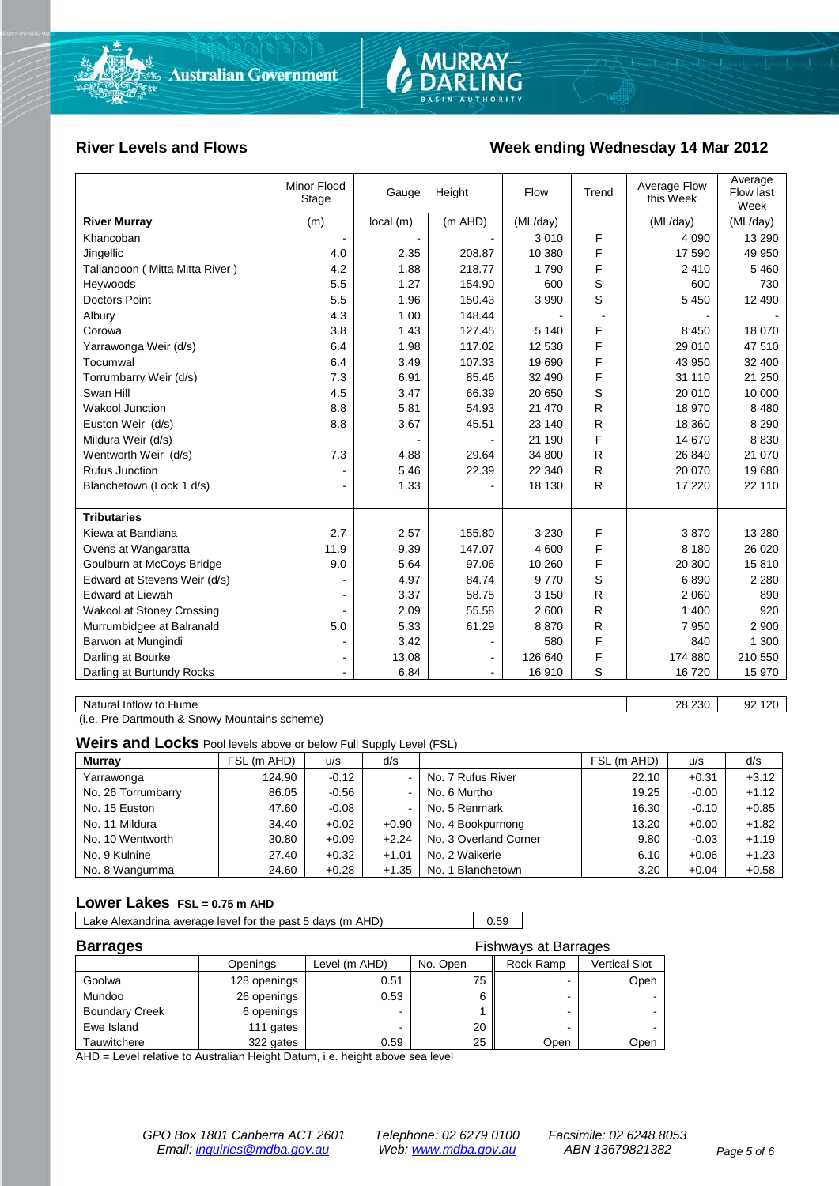## River Levels and Flows

## Week ending Wednesday 14 Mar 2012

| River Murray | Minor Flood Stage (m) | Gauge local (m) | Height (m AHD) | Flow (ML/day) | Trend | Average Flow this Week (ML/day) | Average Flow last Week (ML/day) |
|---|---|---|---|---|---|---|---|
| Khancoban | - | - | - | 3 010 | F | 4 090 | 13 290 |
| Jingellic | 4.0 | 2.35 | 208.87 | 10 380 | F | 17 590 | 49 950 |
| Tallandoon ( Mitta Mitta River ) | 4.2 | 1.88 | 218.77 | 1 790 | F | 2 410 | 5 460 |
| Heywoods | 5.5 | 1.27 | 154.90 | 600 | S | 600 | 730 |
| Doctors Point | 5.5 | 1.96 | 150.43 | 3 990 | S | 5 450 | 12 490 |
| Albury | 4.3 | 1.00 | 148.44 | - | - | - | - |
| Corowa | 3.8 | 1.43 | 127.45 | 5 140 | F | 8 450 | 18 070 |
| Yarrawonga Weir (d/s) | 6.4 | 1.98 | 117.02 | 12 530 | F | 29 010 | 47 510 |
| Tocumwal | 6.4 | 3.49 | 107.33 | 19 690 | F | 43 950 | 32 400 |
| Torrumbarry Weir (d/s) | 7.3 | 6.91 | 85.46 | 32 490 | F | 31 110 | 21 250 |
| Swan Hill | 4.5 | 3.47 | 66.39 | 20 650 | S | 20 010 | 10 000 |
| Wakool Junction | 8.8 | 5.81 | 54.93 | 21 470 | R | 18 970 | 8 480 |
| Euston Weir (d/s) | 8.8 | 3.67 | 45.51 | 23 140 | R | 18 360 | 8 290 |
| Mildura Weir (d/s) | | - | - | 21 190 | F | 14 670 | 8 830 |
| Wentworth Weir (d/s) | 7.3 | 4.88 | 29.64 | 34 800 | R | 26 840 | 21 070 |
| Rufus Junction | - | 5.46 | 22.39 | 22 340 | R | 20 070 | 19 680 |
| Blanchetown (Lock 1 d/s) | - | 1.33 | - | 18 130 | R | 17 220 | 22 110 |
| **Tributaries** | | | | | | | |
| Kiewa at Bandiana | 2.7 | 2.57 | 155.80 | 3 230 | F | 3 870 | 13 280 |
| Ovens at Wangaratta | 11.9 | 9.39 | 147.07 | 4 600 | F | 8 180 | 26 020 |
| Goulburn at McCoys Bridge | 9.0 | 5.64 | 97.06 | 10 260 | F | 20 300 | 15 810 |
| Edward at Stevens Weir (d/s) | - | 4.97 | 84.74 | 9 770 | S | 6 890 | 2 280 |
| Edward at Liewah | - | 3.37 | 58.75 | 3 150 | R | 2 060 | 890 |
| Wakool at Stoney Crossing | - | 2.09 | 55.58 | 2 600 | R | 1 400 | 920 |
| Murrumbidgee at Balranald | 5.0 | 5.33 | 61.29 | 8 870 | R | 7 950 | 2 900 |
| Barwon at Mungindi | - | 3.42 | - | 580 | F | 840 | 1 300 |
| Darling at Bourke | - | 13.08 | - | 126 640 | F | 174 880 | 210 550 |
| Darling at Burtundy Rocks | - | 6.84 | - | 16 910 | S | 16 720 | 15 970 |

| | This Week | Last Week |
|---|---|---|
| Natural Inflow to Hume | 28 230 | 92 120 |

(i.e. Pre Dartmouth & Snowy Mountains scheme)

## Weirs and Locks
Pool levels above or below Full Supply Level (FSL)

| Murray | FSL (m AHD) | u/s | d/s | | FSL (m AHD) | u/s | d/s |
|---|---|---|---|---|---|---|---|
| Yarrawonga | 124.90 | -0.12 | - | No. 7 Rufus River | 22.10 | +0.31 | +3.12 |
| No. 26 Torrumbarry | 86.05 | -0.56 | - | No. 6 Murtho | 19.25 | -0.00 | +1.12 |
| No. 15 Euston | 47.60 | -0.08 | - | No. 5 Renmark | 16.30 | -0.10 | +0.85 |
| No. 11 Mildura | 34.40 | +0.02 | +0.90 | No. 4 Bookpurnong | 13.20 | +0.00 | +1.82 |
| No. 10 Wentworth | 30.80 | +0.09 | +2.24 | No. 3 Overland Corner | 9.80 | -0.03 | +1.19 |
| No. 9 Kulnine | 27.40 | +0.32 | +1.01 | No. 2 Waikerie | 6.10 | +0.06 | +1.23 |
| No. 8 Wangumma | 24.60 | +0.28 | +1.35 | No. 1 Blanchetown | 3.20 | +0.04 | +0.58 |

## Lower Lakes
FSL = 0.75 m AHD

| Lake Alexandrina average level for the past 5 days (m AHD) | 0.59 |
|---|---|

## Barrages

| | Openings | Level (m AHD) | No. Open | Fishways at Barrages: Rock Ramp | Fishways at Barrages: Vertical Slot |
|---|---|---|---|---|---|
| Goolwa | 128 openings | 0.51 | 75 | - | Open |
| Mundoo | 26 openings | 0.53 | 6 | - | - |
| Boundary Creek | 6 openings | - | 1 | - | - |
| Ewe Island | 111 gates | - | 20 | - | - |
| Tauwitchere | 322 gates | 0.59 | 25 | Open | Open |

AHD = Level relative to Australian Height Datum, i.e. height above sea level

*GPO Box 1801 Canberra ACT 2601 | Email: inquiries@mdba.gov.au | Telephone: 02 6279 0100 | Web: www.mdba.gov.au | Facsimile: 02 6248 8053 | ABN 13679821382*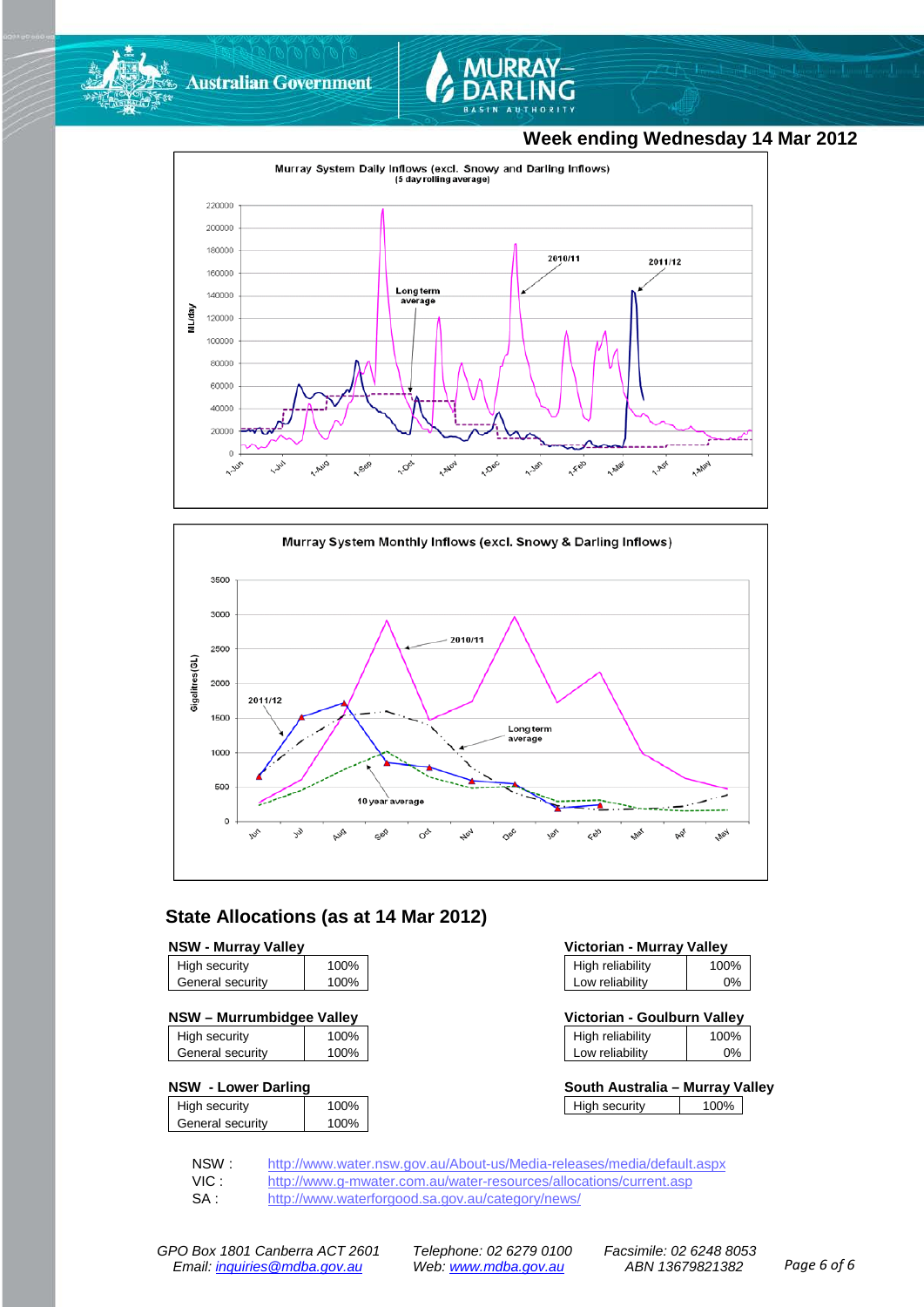Week ending Wednesday 14 Mar 2012

Murray System Daily Inflows (excl. Snowy and Darling Inflows)
(5 day rolling average)

ML/day

220000
200000
180000
160000
140000
120000
100000
80000
60000
40000
20000
0

1-Jun
1-Jul
1-Aug
1-Sep
1-Oct
1-Nov
1-Dec
1-Jan
1-Feb
1-Mar
1-Apr
1-May

Long term average
2010/11
2011/12

Murray System Monthly Inflows (excl. Snowy & Darling Inflows)

Gigalitres (GL)

3500
3000
2500
2000
1500
1000
500
0

Jun
Jul
Aug
Sep
Oct
Nov
Dec
Jan
Feb
Mar
Apr
May

2010/11
2011/12
Long term average
10 year average

## State Allocations (as at 14 Mar 2012)

**NSW - Murray Valley**

| | |
|---|---|
| High security | 100% |
| General security | 100% |

**NSW – Murrumbidgee Valley**

| | |
|---|---|
| High security | 100% |
| General security | 100% |

**NSW - Lower Darling**

| | |
|---|---|
| High security | 100% |
| General security | 100% |

**Victorian - Murray Valley**

| | |
|---|---|
| High reliability | 100% |
| Low reliability | 0% |

**Victorian - Goulburn Valley**

| | |
|---|---|
| High reliability | 100% |
| Low reliability | 0% |

**South Australia – Murray Valley**

| | |
|---|---|
| High security | 100% |

NSW : http://www.water.nsw.gov.au/About-us/Media-releases/media/default.aspx
VIC : http://www.g-mwater.com.au/water-resources/allocations/current.asp
SA : http://www.waterforgood.sa.gov.au/category/news/

*GPO Box 1801 Canberra ACT 2601 Telephone: 02 6279 0100 Facsimile: 02 6248 8053*
*Email: inquiries@mdba.gov.au Web: www.mdba.gov.au ABN 13679821382*